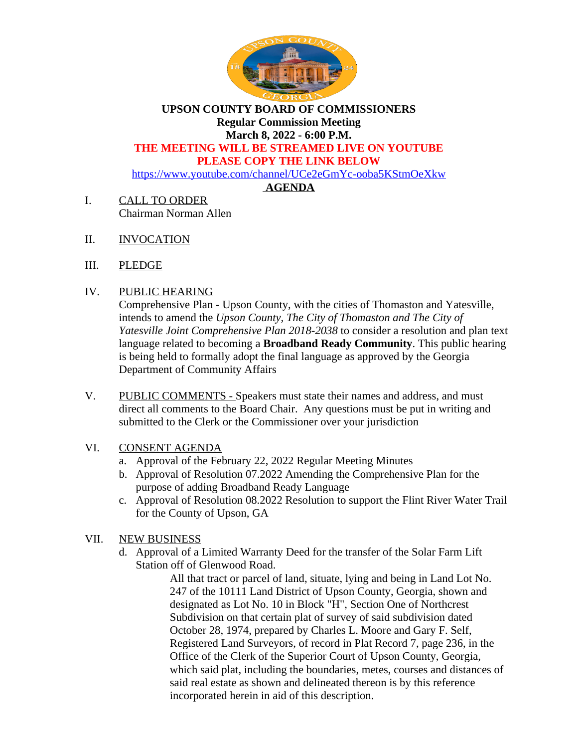# UPSON COUNTY BOARD OF COMMISSIONERS

## Regular Commission Meeting

## March 8, 2022 - 6:00 P.M.

**THE MEETING WILL BE STREAMED LIVE ON YOUTUBE**

**PLEASE COPY THE LINK BELOW**

https://www.youtube.com/channel/UCe2eGmYc-ooba5KStmOeXkw

**AGENDA**

I. CALL TO ORDER
Chairman Norman Allen

II. INVOCATION

III. PLEDGE

IV. PUBLIC HEARING
Comprehensive Plan - Upson County, with the cities of Thomaston and Yatesville, intends to amend the *Upson County, The City of Thomaston and The City of Yatesville Joint Comprehensive Plan 2018-2038* to consider a resolution and plan text language related to becoming a **Broadband Ready Community**. This public hearing is being held to formally adopt the final language as approved by the Georgia Department of Community Affairs

V. PUBLIC COMMENTS - Speakers must state their names and address, and must direct all comments to the Board Chair. Any questions must be put in writing and submitted to the Clerk or the Commissioner over your jurisdiction

VI. CONSENT AGENDA
   a. Approval of the February 22, 2022 Regular Meeting Minutes
   b. Approval of Resolution 07.2022 Amending the Comprehensive Plan for the purpose of adding Broadband Ready Language
   c. Approval of Resolution 08.2022 Resolution to support the Flint River Water Trail for the County of Upson, GA

VII. NEW BUSINESS
   d. Approval of a Limited Warranty Deed for the transfer of the Solar Farm Lift Station off of Glenwood Road.

      All that tract or parcel of land, situate, lying and being in Land Lot No. 247 of the 10111 Land District of Upson County, Georgia, shown and designated as Lot No. 10 in Block "H", Section One of Northcrest Subdivision on that certain plat of survey of said subdivision dated October 28, 1974, prepared by Charles L. Moore and Gary F. Self, Registered Land Surveyors, of record in Plat Record 7, page 236, in the Office of the Clerk of the Superior Court of Upson County, Georgia, which said plat, including the boundaries, metes, courses and distances of said real estate as shown and delineated thereon is by this reference incorporated herein in aid of this description.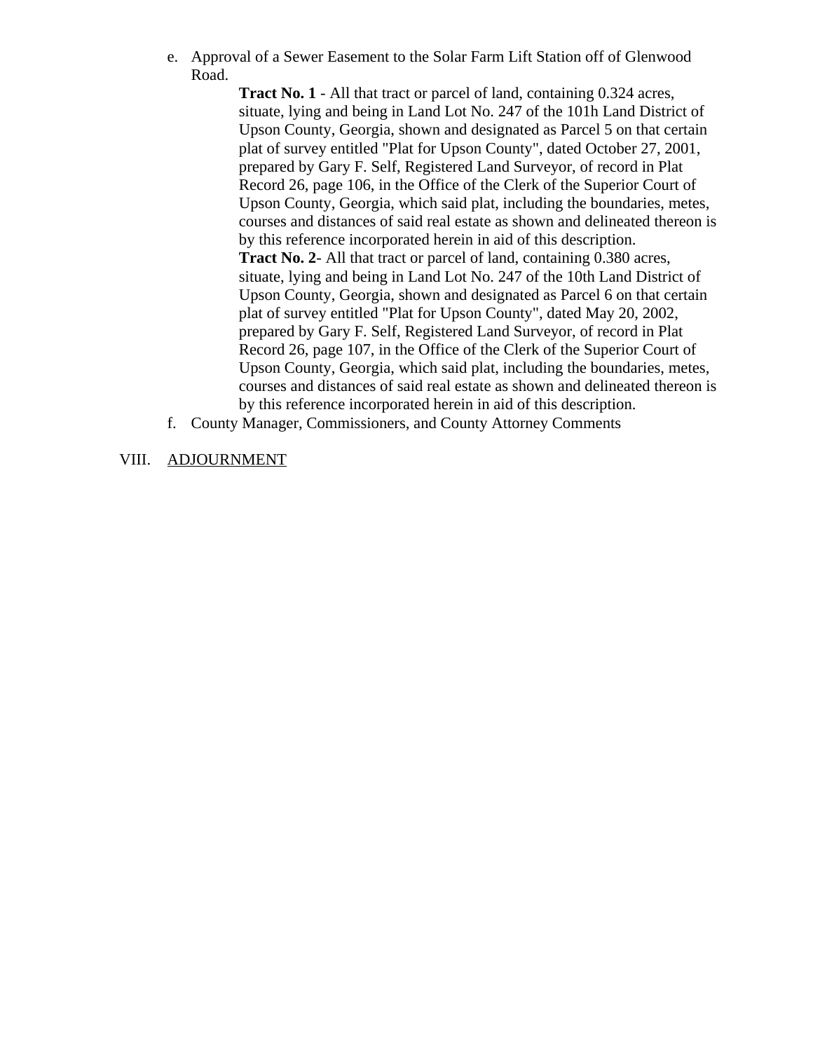e. Approval of a Sewer Easement to the Solar Farm Lift Station off of Glenwood Road.

   **Tract No. 1** - All that tract or parcel of land, containing 0.324 acres, situate, lying and being in Land Lot No. 247 of the 101h Land District of Upson County, Georgia, shown and designated as Parcel 5 on that certain plat of survey entitled "Plat for Upson County", dated October 27, 2001, prepared by Gary F. Self, Registered Land Surveyor, of record in Plat Record 26, page 106, in the Office of the Clerk of the Superior Court of Upson County, Georgia, which said plat, including the boundaries, metes, courses and distances of said real estate as shown and delineated thereon is by this reference incorporated herein in aid of this description.

   **Tract No. 2**- All that tract or parcel of land, containing 0.380 acres, situate, lying and being in Land Lot No. 247 of the 10th Land District of Upson County, Georgia, shown and designated as Parcel 6 on that certain plat of survey entitled "Plat for Upson County", dated May 20, 2002, prepared by Gary F. Self, Registered Land Surveyor, of record in Plat Record 26, page 107, in the Office of the Clerk of the Superior Court of Upson County, Georgia, which said plat, including the boundaries, metes, courses and distances of said real estate as shown and delineated thereon is by this reference incorporated herein in aid of this description.

f. County Manager, Commissioners, and County Attorney Comments

VIII. ADJOURNMENT